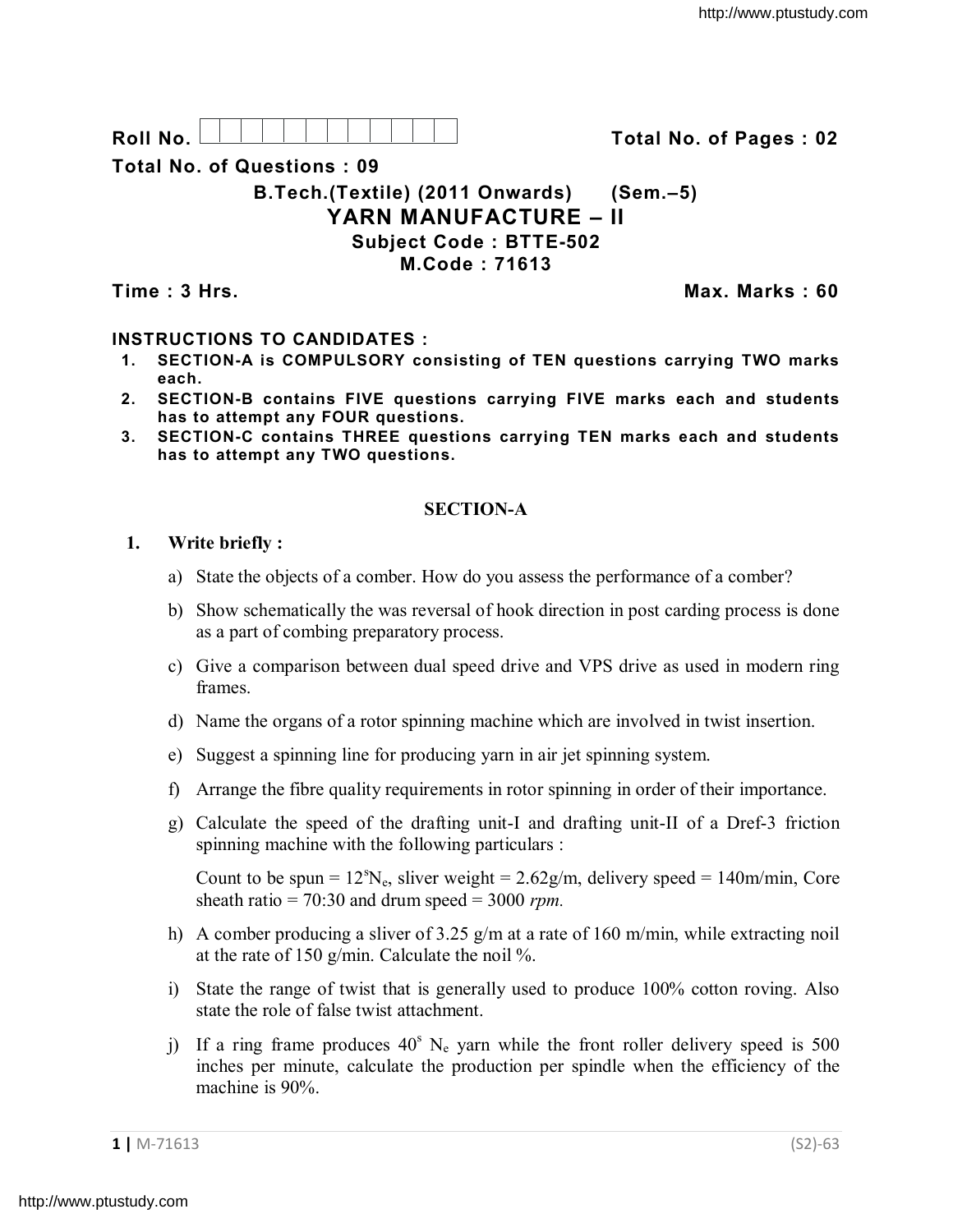Roll No. | | | | | | | | | | | | Total No. of Pages : 02

**Total No. of Questions : 09**

## B.Tech.(Textile) (2011 Onwards) (Sem.–5)

# YARN MANUFACTURE – II

**Subject Code : BTTE-502**

**M.Code : 71613**

**Time : 3 Hrs.** **Max. Marks : 60**

**INSTRUCTIONS TO CANDIDATES :**

1. **SECTION-A is COMPULSORY consisting of TEN questions carrying TWO marks each.**
2. **SECTION-B contains FIVE questions carrying FIVE marks each and students has to attempt any FOUR questions.**
3. **SECTION-C contains THREE questions carrying TEN marks each and students has to attempt any TWO questions.**

## SECTION-A

**1. Write briefly :**

a) State the objects of a comber. How do you assess the performance of a comber?

b) Show schematically the was reversal of hook direction in post carding process is done as a part of combing preparatory process.

c) Give a comparison between dual speed drive and VPS drive as used in modern ring frames.

d) Name the organs of a rotor spinning machine which are involved in twist insertion.

e) Suggest a spinning line for producing yarn in air jet spinning system.

f) Arrange the fibre quality requirements in rotor spinning in order of their importance.

g) Calculate the speed of the drafting unit-I and drafting unit-II of a Dref-3 friction spinning machine with the following particulars :

Count to be spun = $12^{s}N_{e}$, sliver weight = 2.62g/m, delivery speed = 140m/min, Core sheath ratio = 70:30 and drum speed = 3000 *rpm.*

h) A comber producing a sliver of 3.25 g/m at a rate of 160 m/min, while extracting noil at the rate of 150 g/min. Calculate the noil %.

i) State the range of twist that is generally used to produce 100% cotton roving. Also state the role of false twist attachment.

j) If a ring frame produces $40^{s}$ $N_{e}$ yarn while the front roller delivery speed is 500 inches per minute, calculate the production per spindle when the efficiency of the machine is 90%.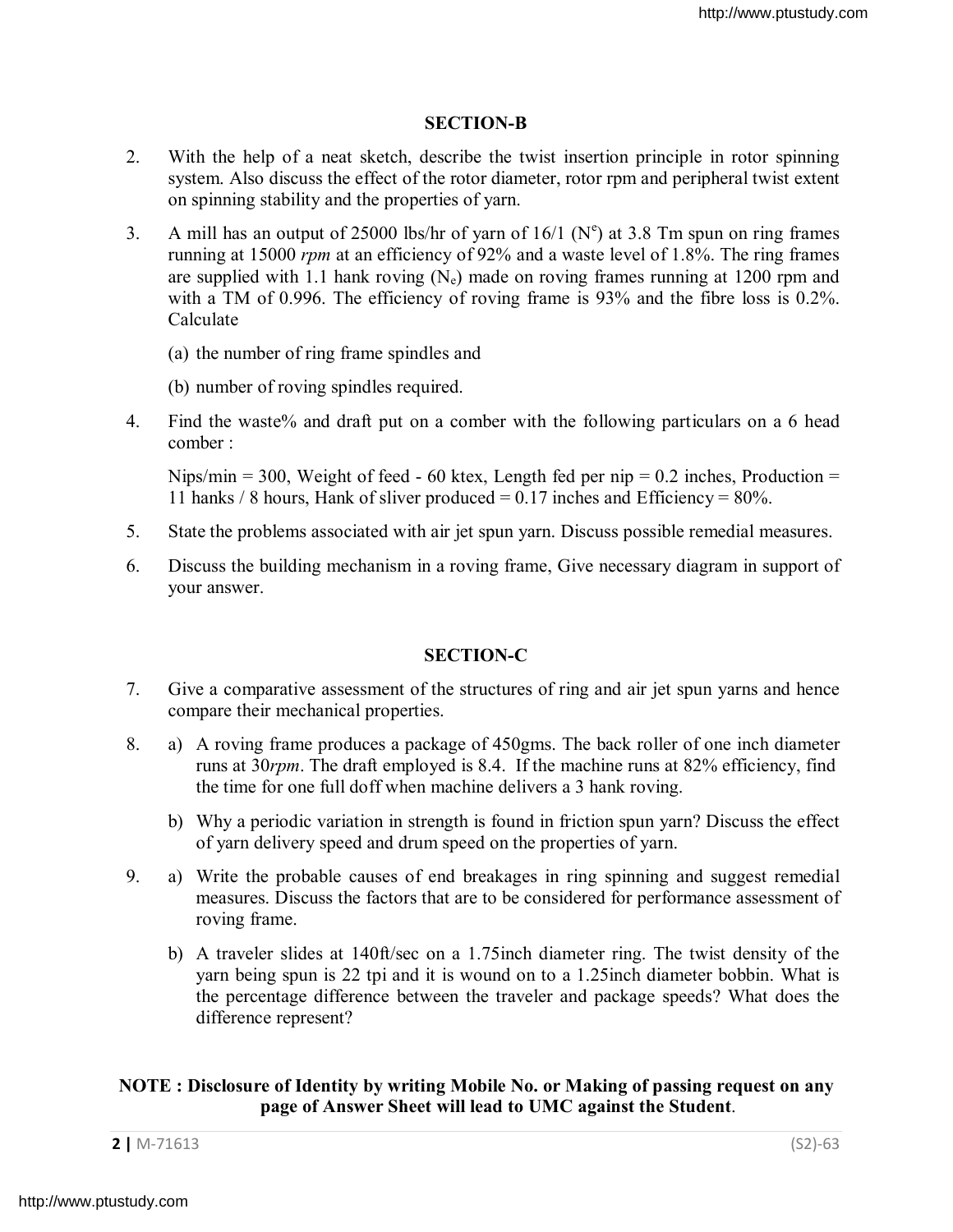## SECTION-B

2. With the help of a neat sketch, describe the twist insertion principle in rotor spinning system. Also discuss the effect of the rotor diameter, rotor rpm and peripheral twist extent on spinning stability and the properties of yarn.

3. A mill has an output of 25000 lbs/hr of yarn of 16/1 ($N^e$) at 3.8 Tm spun on ring frames running at 15000 *rpm* at an efficiency of 92% and a waste level of 1.8%. The ring frames are supplied with 1.1 hank roving ($N_e$) made on roving frames running at 1200 rpm and with a TM of 0.996. The efficiency of roving frame is 93% and the fibre loss is 0.2%. Calculate

   (a) the number of ring frame spindles and

   (b) number of roving spindles required.

4. Find the waste% and draft put on a comber with the following particulars on a 6 head comber :

   Nips/min = 300, Weight of feed - 60 ktex, Length fed per nip = 0.2 inches, Production = 11 hanks / 8 hours, Hank of sliver produced = 0.17 inches and Efficiency = 80%.

5. State the problems associated with air jet spun yarn. Discuss possible remedial measures.

6. Discuss the building mechanism in a roving frame, Give necessary diagram in support of your answer.

## SECTION-C

7. Give a comparative assessment of the structures of ring and air jet spun yarns and hence compare their mechanical properties.

8. a) A roving frame produces a package of 450gms. The back roller of one inch diameter runs at 30*rpm*. The draft employed is 8.4. If the machine runs at 82% efficiency, find the time for one full doff when machine delivers a 3 hank roving.

   b) Why a periodic variation in strength is found in friction spun yarn? Discuss the effect of yarn delivery speed and drum speed on the properties of yarn.

9. a) Write the probable causes of end breakages in ring spinning and suggest remedial measures. Discuss the factors that are to be considered for performance assessment of roving frame.

   b) A traveler slides at 140ft/sec on a 1.75inch diameter ring. The twist density of the yarn being spun is 22 tpi and it is wound on to a 1.25inch diameter bobbin. What is the percentage difference between the traveler and package speeds? What does the difference represent?

**NOTE : Disclosure of Identity by writing Mobile No. or Making of passing request on any page of Answer Sheet will lead to UMC against the Student.**